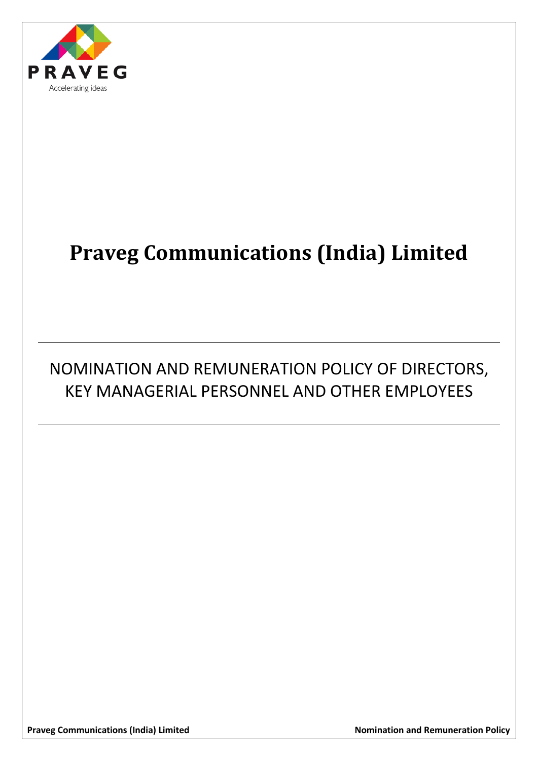# Praveg Communications (India) Limited

## NOMINATION AND REMUNERATION POLICY OF DIRECTORS, KEY MANAGERIAL PERSONNEL AND OTHER EMPLOYEES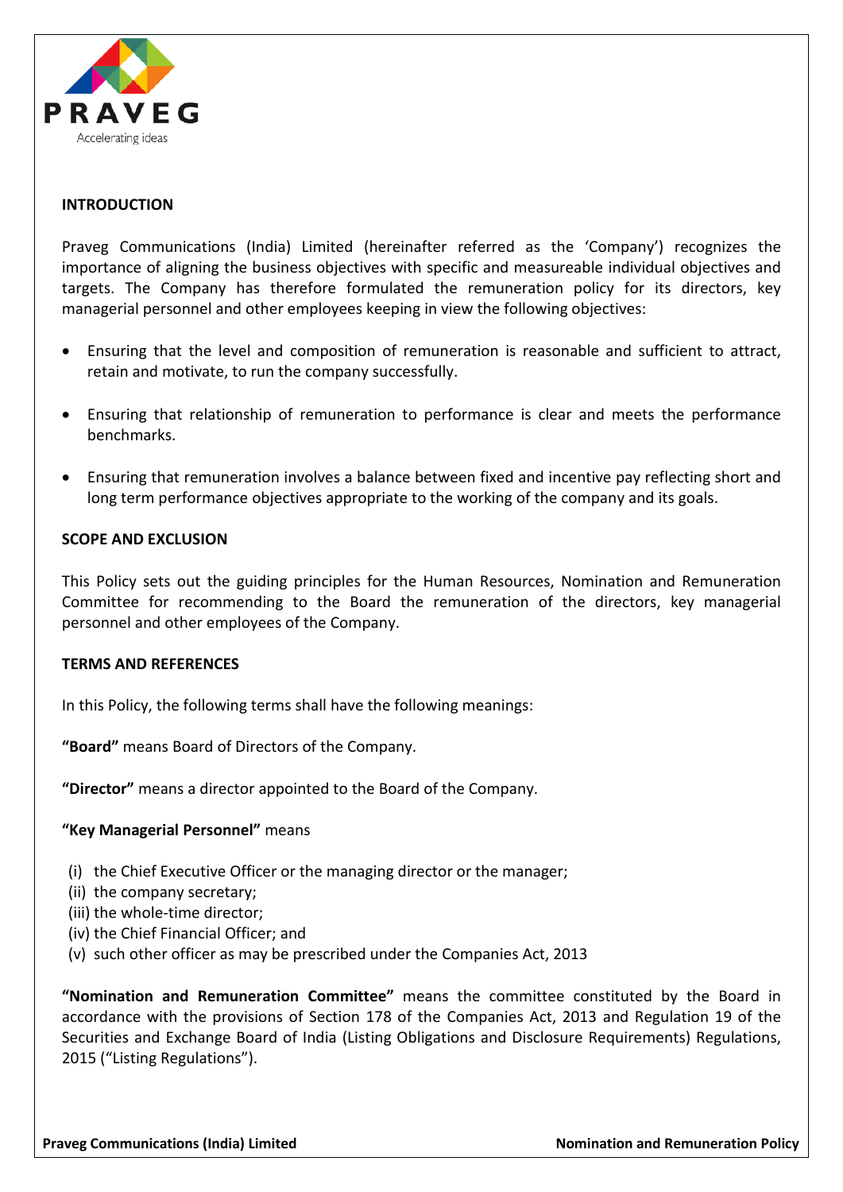## INTRODUCTION

Praveg Communications (India) Limited (hereinafter referred as the 'Company') recognizes the importance of aligning the business objectives with specific and measureable individual objectives and targets. The Company has therefore formulated the remuneration policy for its directors, key managerial personnel and other employees keeping in view the following objectives:

- Ensuring that the level and composition of remuneration is reasonable and sufficient to attract, retain and motivate, to run the company successfully.
- Ensuring that relationship of remuneration to performance is clear and meets the performance benchmarks.
- Ensuring that remuneration involves a balance between fixed and incentive pay reflecting short and long term performance objectives appropriate to the working of the company and its goals.

## SCOPE AND EXCLUSION

This Policy sets out the guiding principles for the Human Resources, Nomination and Remuneration Committee for recommending to the Board the remuneration of the directors, key managerial personnel and other employees of the Company.

## TERMS AND REFERENCES

In this Policy, the following terms shall have the following meanings:

**"Board"** means Board of Directors of the Company.

**"Director"** means a director appointed to the Board of the Company.

**"Key Managerial Personnel"** means

(i) the Chief Executive Officer or the managing director or the manager;
(ii) the company secretary;
(iii) the whole-time director;
(iv) the Chief Financial Officer; and
(v) such other officer as may be prescribed under the Companies Act, 2013

**"Nomination and Remuneration Committee"** means the committee constituted by the Board in accordance with the provisions of Section 178 of the Companies Act, 2013 and Regulation 19 of the Securities and Exchange Board of India (Listing Obligations and Disclosure Requirements) Regulations, 2015 ("Listing Regulations").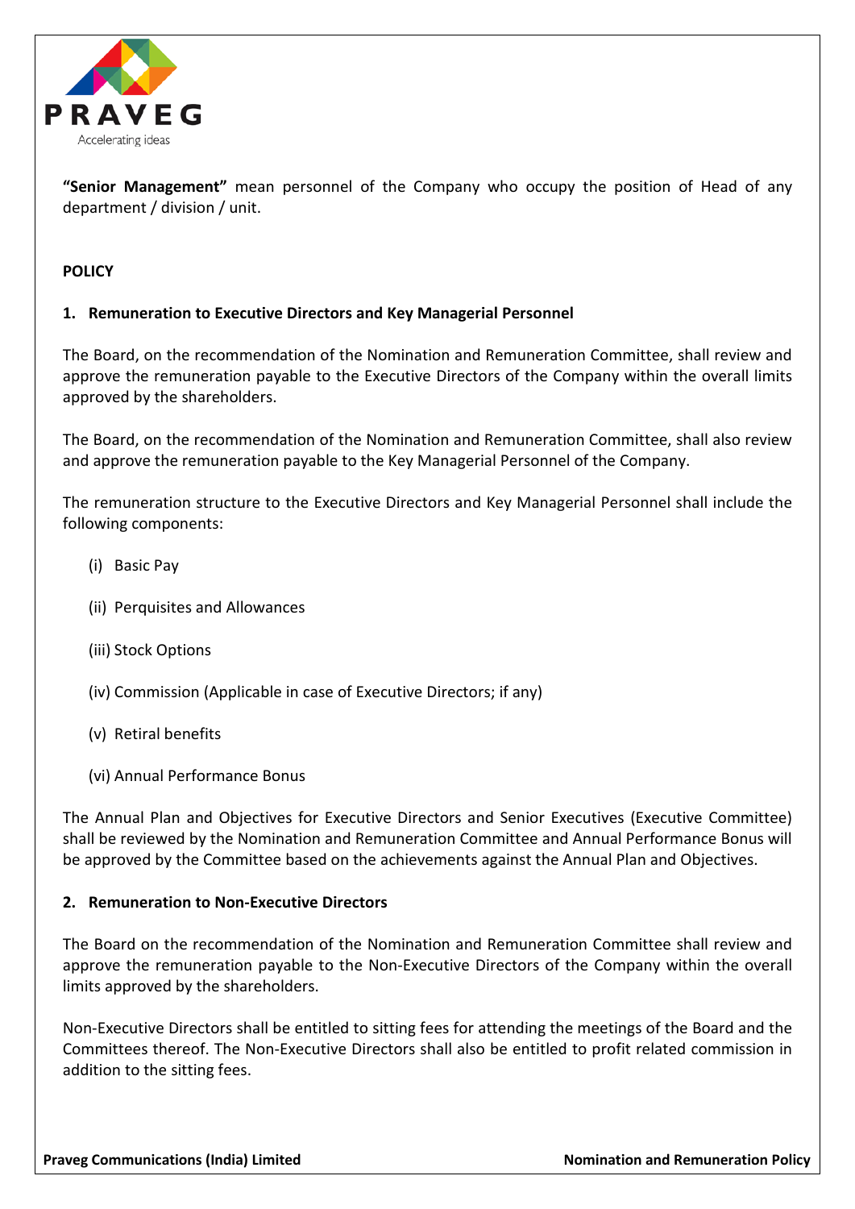**"Senior Management"** mean personnel of the Company who occupy the position of Head of any department / division / unit.

**POLICY**

**1. Remuneration to Executive Directors and Key Managerial Personnel**

The Board, on the recommendation of the Nomination and Remuneration Committee, shall review and approve the remuneration payable to the Executive Directors of the Company within the overall limits approved by the shareholders.

The Board, on the recommendation of the Nomination and Remuneration Committee, shall also review and approve the remuneration payable to the Key Managerial Personnel of the Company.

The remuneration structure to the Executive Directors and Key Managerial Personnel shall include the following components:

(i) Basic Pay

(ii) Perquisites and Allowances

(iii) Stock Options

(iv) Commission (Applicable in case of Executive Directors; if any)

(v) Retiral benefits

(vi) Annual Performance Bonus

The Annual Plan and Objectives for Executive Directors and Senior Executives (Executive Committee) shall be reviewed by the Nomination and Remuneration Committee and Annual Performance Bonus will be approved by the Committee based on the achievements against the Annual Plan and Objectives.

**2. Remuneration to Non-Executive Directors**

The Board on the recommendation of the Nomination and Remuneration Committee shall review and approve the remuneration payable to the Non-Executive Directors of the Company within the overall limits approved by the shareholders.

Non-Executive Directors shall be entitled to sitting fees for attending the meetings of the Board and the Committees thereof. The Non-Executive Directors shall also be entitled to profit related commission in addition to the sitting fees.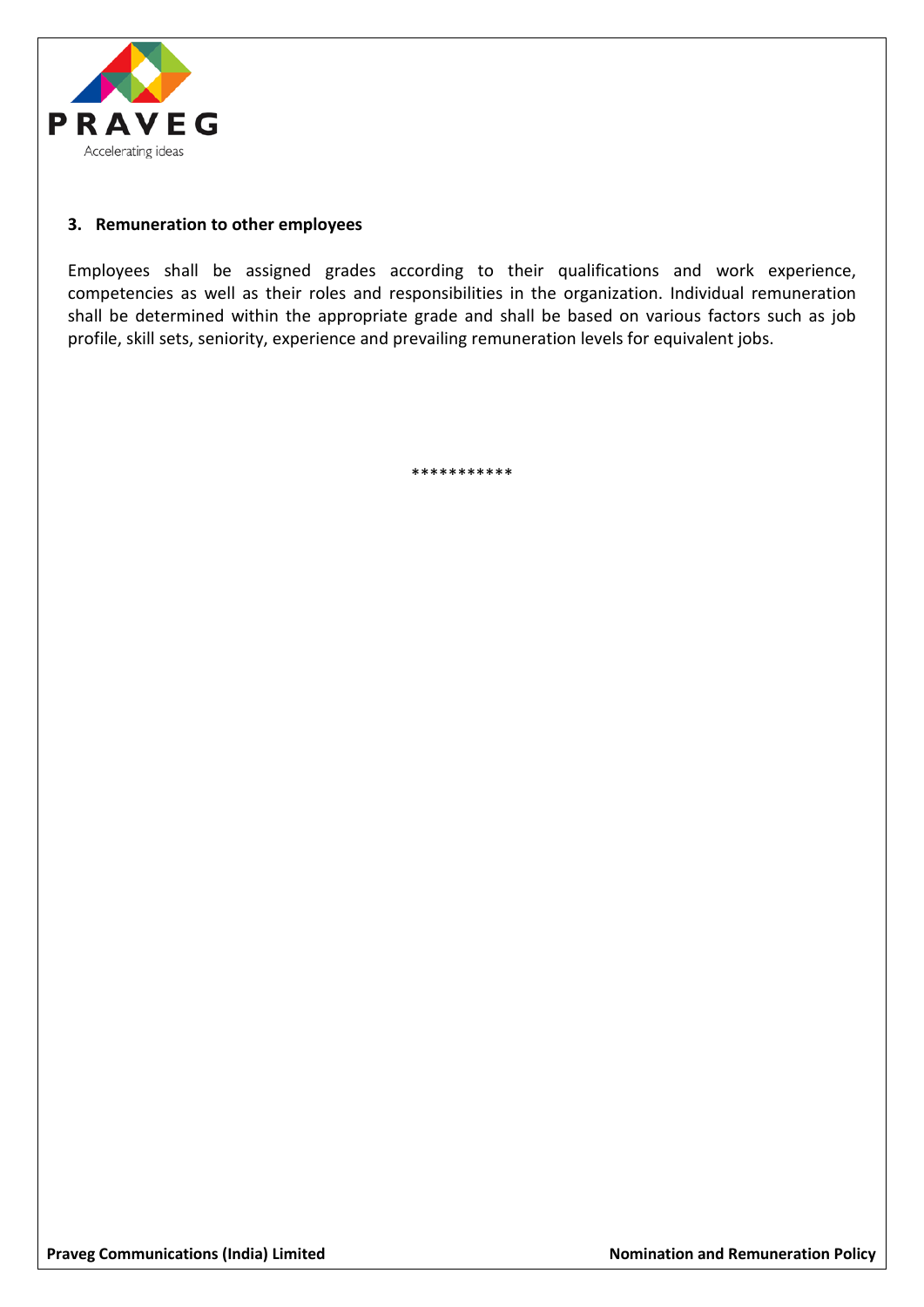### 3. Remuneration to other employees

Employees shall be assigned grades according to their qualifications and work experience, competencies as well as their roles and responsibilities in the organization. Individual remuneration shall be determined within the appropriate grade and shall be based on various factors such as job profile, skill sets, seniority, experience and prevailing remuneration levels for equivalent jobs.

***********